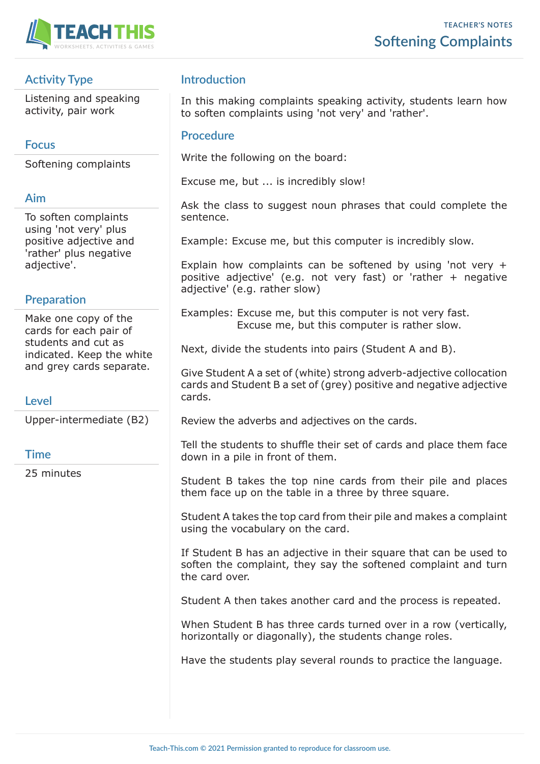TEACHER'S NOTES

# Softening Complaints

## Activity Type

Listening and speaking activity, pair work

## Focus

Softening complaints

## Aim

To soften complaints using 'not very' plus positive adjective and 'rather' plus negative adjective'.

## Preparation

Make one copy of the cards for each pair of students and cut as indicated. Keep the white and grey cards separate.

## Level

Upper-intermediate (B2)

## Time

25 minutes

## Introduction

In this making complaints speaking activity, students learn how to soften complaints using 'not very' and 'rather'.

## Procedure

Write the following on the board:

Excuse me, but ... is incredibly slow!

Ask the class to suggest noun phrases that could complete the sentence.

Example: Excuse me, but this computer is incredibly slow.

Explain how complaints can be softened by using 'not very + positive adjective' (e.g. not very fast) or 'rather + negative adjective' (e.g. rather slow)

Examples: Excuse me, but this computer is not very fast.
Excuse me, but this computer is rather slow.

Next, divide the students into pairs (Student A and B).

Give Student A a set of (white) strong adverb-adjective collocation cards and Student B a set of (grey) positive and negative adjective cards.

Review the adverbs and adjectives on the cards.

Tell the students to shuffle their set of cards and place them face down in a pile in front of them.

Student B takes the top nine cards from their pile and places them face up on the table in a three by three square.

Student A takes the top card from their pile and makes a complaint using the vocabulary on the card.

If Student B has an adjective in their square that can be used to soften the complaint, they say the softened complaint and turn the card over.

Student A then takes another card and the process is repeated.

When Student B has three cards turned over in a row (vertically, horizontally or diagonally), the students change roles.

Have the students play several rounds to practice the language.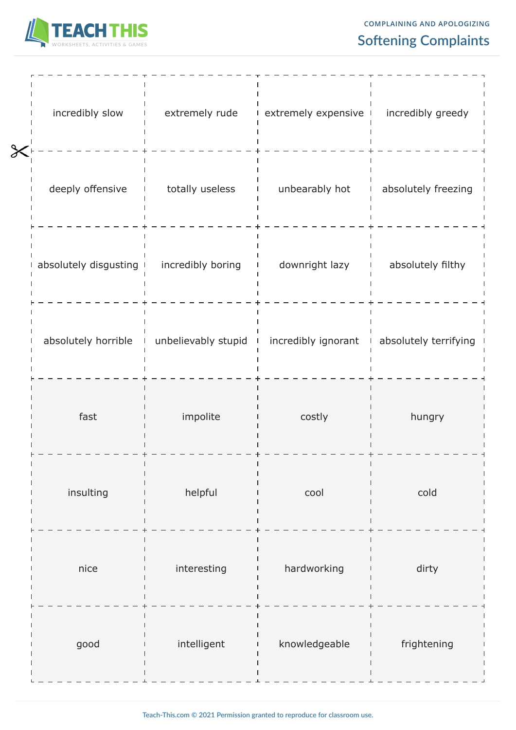# Softening Complaints

| | | | |
|---|---|---|---|
| incredibly slow | extremely rude | extremely expensive | incredibly greedy |
| deeply offensive | totally useless | unbearably hot | absolutely freezing |
| absolutely disgusting | incredibly boring | downright lazy | absolutely filthy |
| absolutely horrible | unbelievably stupid | incredibly ignorant | absolutely terrifying |
| fast | impolite | costly | hungry |
| insulting | helpful | cool | cold |
| nice | interesting | hardworking | dirty |
| good | intelligent | knowledgeable | frightening |